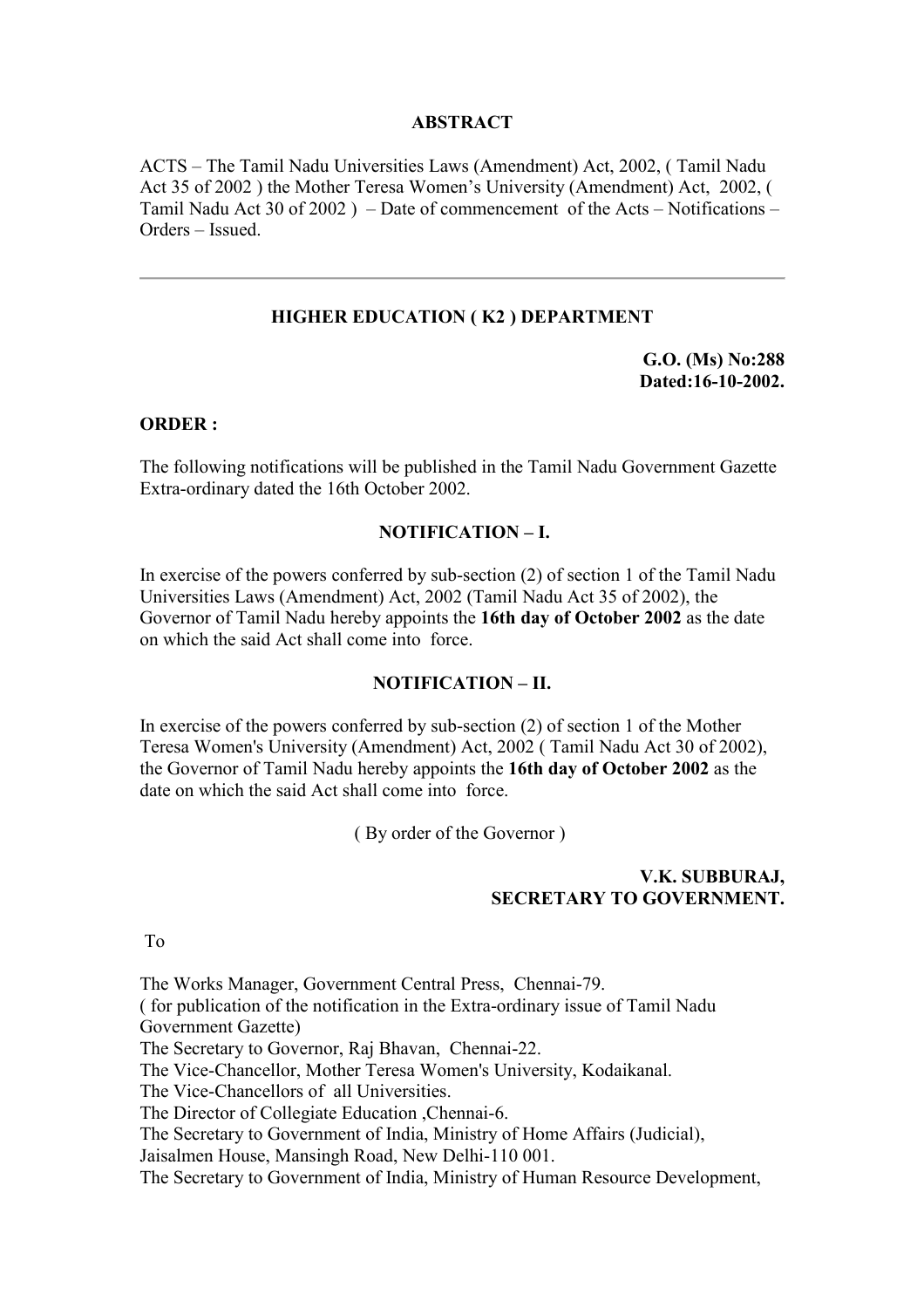**ABSTRACT**

ACTS – The Tamil Nadu Universities Laws (Amendment) Act, 2002, ( Tamil Nadu Act 35 of 2002 ) the Mother Teresa Women's University (Amendment) Act, 2002, ( Tamil Nadu Act 30 of 2002 ) – Date of commencement of the Acts – Notifications – Orders – Issued.

---

**HIGHER EDUCATION ( K2 ) DEPARTMENT**

**G.O. (Ms) No:288**
**Dated:16-10-2002.**

**ORDER :**

The following notifications will be published in the Tamil Nadu Government Gazette Extra-ordinary dated the 16th October 2002.

**NOTIFICATION – I.**

In exercise of the powers conferred by sub-section (2) of section 1 of the Tamil Nadu Universities Laws (Amendment) Act, 2002 (Tamil Nadu Act 35 of 2002), the Governor of Tamil Nadu hereby appoints the **16th day of October 2002** as the date on which the said Act shall come into force.

**NOTIFICATION – II.**

In exercise of the powers conferred by sub-section (2) of section 1 of the Mother Teresa Women's University (Amendment) Act, 2002 ( Tamil Nadu Act 30 of 2002), the Governor of Tamil Nadu hereby appoints the **16th day of October 2002** as the date on which the said Act shall come into force.

( By order of the Governor )

**V.K. SUBBURAJ,**
**SECRETARY TO GOVERNMENT.**

To

The Works Manager, Government Central Press, Chennai-79.
( for publication of the notification in the Extra-ordinary issue of Tamil Nadu Government Gazette)
The Secretary to Governor, Raj Bhavan, Chennai-22.
The Vice-Chancellor, Mother Teresa Women's University, Kodaikanal.
The Vice-Chancellors of all Universities.
The Director of Collegiate Education ,Chennai-6.
The Secretary to Government of India, Ministry of Home Affairs (Judicial), Jaisalmen House, Mansingh Road, New Delhi-110 001.
The Secretary to Government of India, Ministry of Human Resource Development,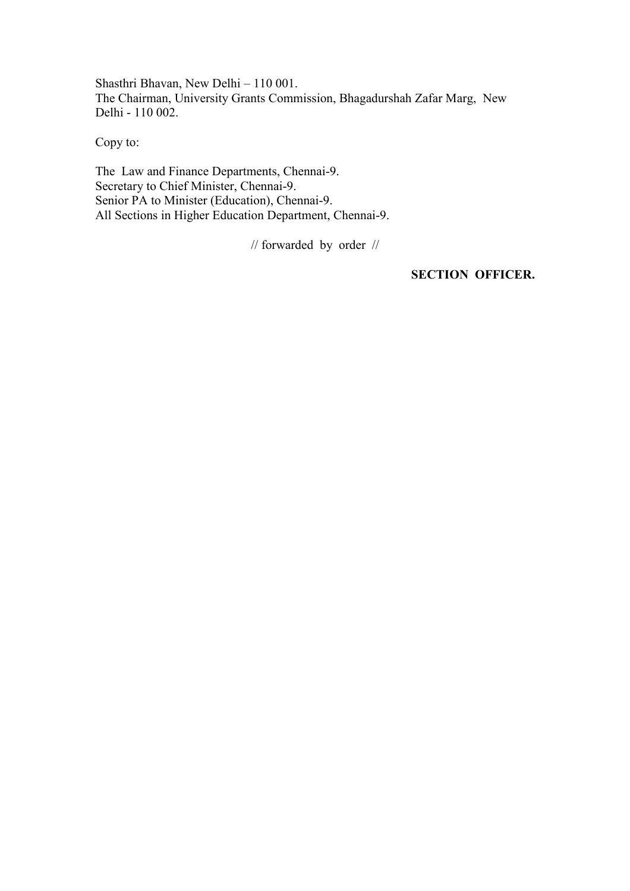Shasthri Bhavan, New Delhi – 110 001.
The Chairman, University Grants Commission, Bhagadurshah Zafar Marg, New Delhi - 110 002.

Copy to:

The Law and Finance Departments, Chennai-9.
Secretary to Chief Minister, Chennai-9.
Senior PA to Minister (Education), Chennai-9.
All Sections in Higher Education Department, Chennai-9.

// forwarded by order //

**SECTION OFFICER.**